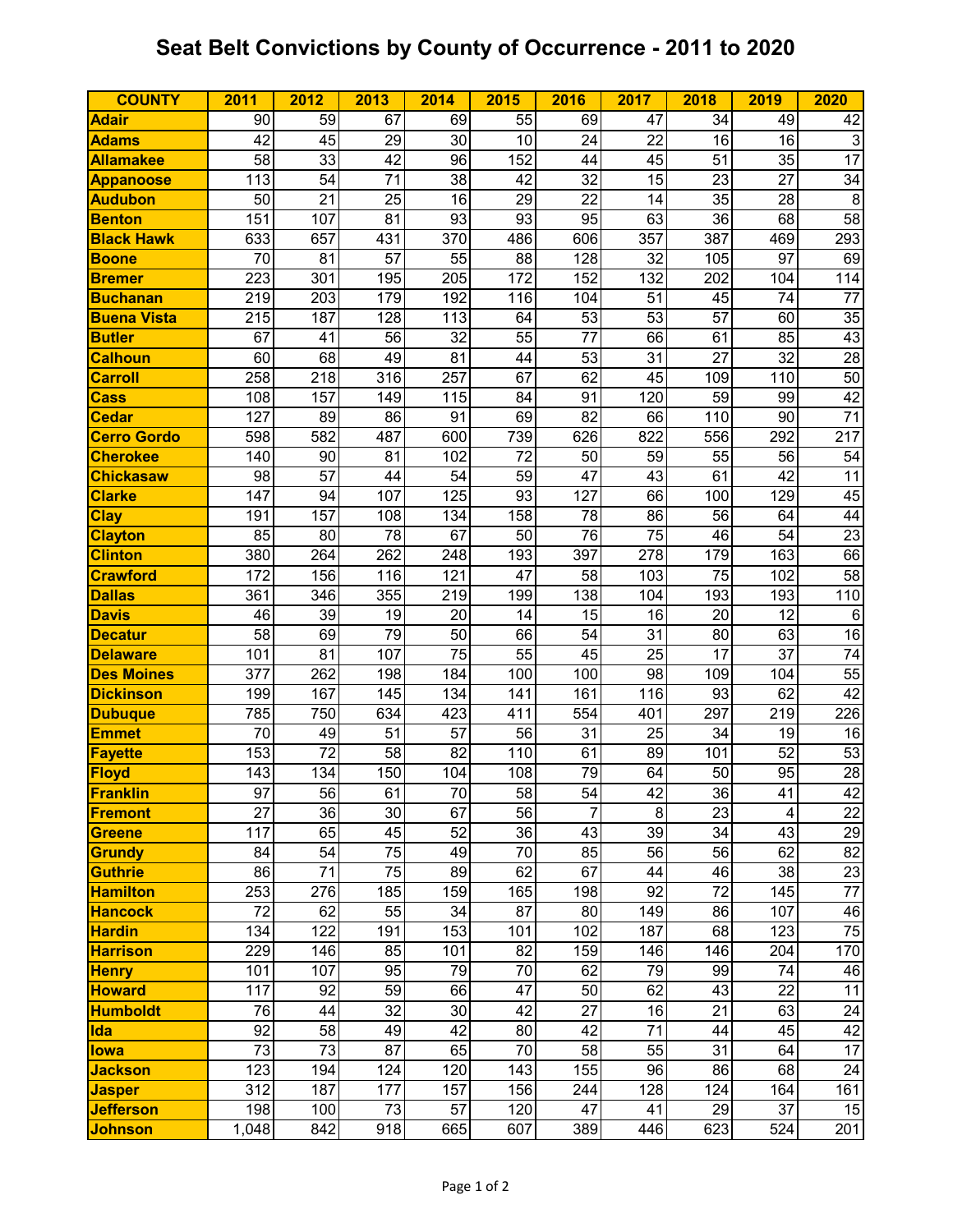# Seat Belt Convictions by County of Occurrence - 2011 to 2020

| COUNTY | 2011 | 2012 | 2013 | 2014 | 2015 | 2016 | 2017 | 2018 | 2019 | 2020 |
|---|---|---|---|---|---|---|---|---|---|---|
| Adair | 90 | 59 | 67 | 69 | 55 | 69 | 47 | 34 | 49 | 42 |
| Adams | 42 | 45 | 29 | 30 | 10 | 24 | 22 | 16 | 16 | 3 |
| Allamakee | 58 | 33 | 42 | 96 | 152 | 44 | 45 | 51 | 35 | 17 |
| Appanoose | 113 | 54 | 71 | 38 | 42 | 32 | 15 | 23 | 27 | 34 |
| Audubon | 50 | 21 | 25 | 16 | 29 | 22 | 14 | 35 | 28 | 8 |
| Benton | 151 | 107 | 81 | 93 | 93 | 95 | 63 | 36 | 68 | 58 |
| Black Hawk | 633 | 657 | 431 | 370 | 486 | 606 | 357 | 387 | 469 | 293 |
| Boone | 70 | 81 | 57 | 55 | 88 | 128 | 32 | 105 | 97 | 69 |
| Bremer | 223 | 301 | 195 | 205 | 172 | 152 | 132 | 202 | 104 | 114 |
| Buchanan | 219 | 203 | 179 | 192 | 116 | 104 | 51 | 45 | 74 | 77 |
| Buena Vista | 215 | 187 | 128 | 113 | 64 | 53 | 53 | 57 | 60 | 35 |
| Butler | 67 | 41 | 56 | 32 | 55 | 77 | 66 | 61 | 85 | 43 |
| Calhoun | 60 | 68 | 49 | 81 | 44 | 53 | 31 | 27 | 32 | 28 |
| Carroll | 258 | 218 | 316 | 257 | 67 | 62 | 45 | 109 | 110 | 50 |
| Cass | 108 | 157 | 149 | 115 | 84 | 91 | 120 | 59 | 99 | 42 |
| Cedar | 127 | 89 | 86 | 91 | 69 | 82 | 66 | 110 | 90 | 71 |
| Cerro Gordo | 598 | 582 | 487 | 600 | 739 | 626 | 822 | 556 | 292 | 217 |
| Cherokee | 140 | 90 | 81 | 102 | 72 | 50 | 59 | 55 | 56 | 54 |
| Chickasaw | 98 | 57 | 44 | 54 | 59 | 47 | 43 | 61 | 42 | 11 |
| Clarke | 147 | 94 | 107 | 125 | 93 | 127 | 66 | 100 | 129 | 45 |
| Clay | 191 | 157 | 108 | 134 | 158 | 78 | 86 | 56 | 64 | 44 |
| Clayton | 85 | 80 | 78 | 67 | 50 | 76 | 75 | 46 | 54 | 23 |
| Clinton | 380 | 264 | 262 | 248 | 193 | 397 | 278 | 179 | 163 | 66 |
| Crawford | 172 | 156 | 116 | 121 | 47 | 58 | 103 | 75 | 102 | 58 |
| Dallas | 361 | 346 | 355 | 219 | 199 | 138 | 104 | 193 | 193 | 110 |
| Davis | 46 | 39 | 19 | 20 | 14 | 15 | 16 | 20 | 12 | 6 |
| Decatur | 58 | 69 | 79 | 50 | 66 | 54 | 31 | 80 | 63 | 16 |
| Delaware | 101 | 81 | 107 | 75 | 55 | 45 | 25 | 17 | 37 | 74 |
| Des Moines | 377 | 262 | 198 | 184 | 100 | 100 | 98 | 109 | 104 | 55 |
| Dickinson | 199 | 167 | 145 | 134 | 141 | 161 | 116 | 93 | 62 | 42 |
| Dubuque | 785 | 750 | 634 | 423 | 411 | 554 | 401 | 297 | 219 | 226 |
| Emmet | 70 | 49 | 51 | 57 | 56 | 31 | 25 | 34 | 19 | 16 |
| Fayette | 153 | 72 | 58 | 82 | 110 | 61 | 89 | 101 | 52 | 53 |
| Floyd | 143 | 134 | 150 | 104 | 108 | 79 | 64 | 50 | 95 | 28 |
| Franklin | 97 | 56 | 61 | 70 | 58 | 54 | 42 | 36 | 41 | 42 |
| Fremont | 27 | 36 | 30 | 67 | 56 | 7 | 8 | 23 | 4 | 22 |
| Greene | 117 | 65 | 45 | 52 | 36 | 43 | 39 | 34 | 43 | 29 |
| Grundy | 84 | 54 | 75 | 49 | 70 | 85 | 56 | 56 | 62 | 82 |
| Guthrie | 86 | 71 | 75 | 89 | 62 | 67 | 44 | 46 | 38 | 23 |
| Hamilton | 253 | 276 | 185 | 159 | 165 | 198 | 92 | 72 | 145 | 77 |
| Hancock | 72 | 62 | 55 | 34 | 87 | 80 | 149 | 86 | 107 | 46 |
| Hardin | 134 | 122 | 191 | 153 | 101 | 102 | 187 | 68 | 123 | 75 |
| Harrison | 229 | 146 | 85 | 101 | 82 | 159 | 146 | 146 | 204 | 170 |
| Henry | 101 | 107 | 95 | 79 | 70 | 62 | 79 | 99 | 74 | 46 |
| Howard | 117 | 92 | 59 | 66 | 47 | 50 | 62 | 43 | 22 | 11 |
| Humboldt | 76 | 44 | 32 | 30 | 42 | 27 | 16 | 21 | 63 | 24 |
| Ida | 92 | 58 | 49 | 42 | 80 | 42 | 71 | 44 | 45 | 42 |
| Iowa | 73 | 73 | 87 | 65 | 70 | 58 | 55 | 31 | 64 | 17 |
| Jackson | 123 | 194 | 124 | 120 | 143 | 155 | 96 | 86 | 68 | 24 |
| Jasper | 312 | 187 | 177 | 157 | 156 | 244 | 128 | 124 | 164 | 161 |
| Jefferson | 198 | 100 | 73 | 57 | 120 | 47 | 41 | 29 | 37 | 15 |
| Johnson | 1,048 | 842 | 918 | 665 | 607 | 389 | 446 | 623 | 524 | 201 |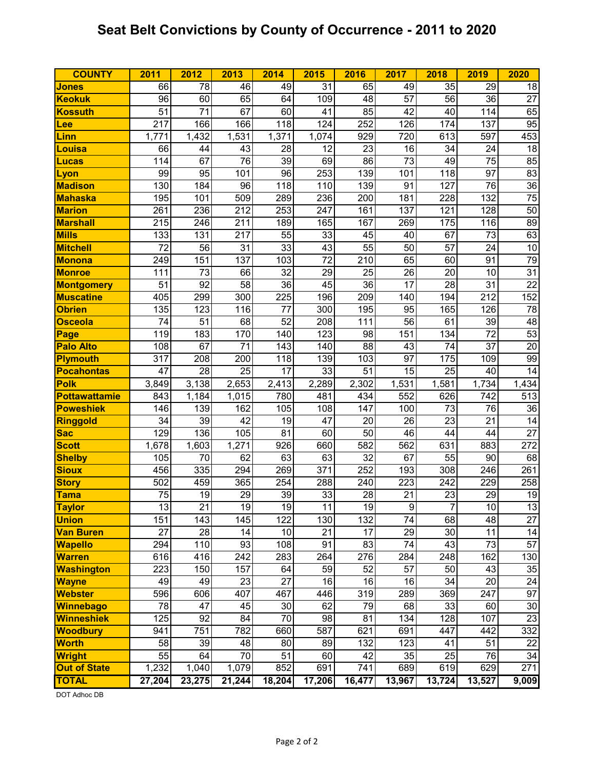# Seat Belt Convictions by County of Occurrence - 2011 to 2020

| COUNTY | 2011 | 2012 | 2013 | 2014 | 2015 | 2016 | 2017 | 2018 | 2019 | 2020 |
|---|---|---|---|---|---|---|---|---|---|---|
| Jones | 66 | 78 | 46 | 49 | 31 | 65 | 49 | 35 | 29 | 18 |
| Keokuk | 96 | 60 | 65 | 64 | 109 | 48 | 57 | 56 | 36 | 27 |
| Kossuth | 51 | 71 | 67 | 60 | 41 | 85 | 42 | 40 | 114 | 65 |
| Lee | 217 | 166 | 166 | 118 | 124 | 252 | 126 | 174 | 137 | 95 |
| Linn | 1,771 | 1,432 | 1,531 | 1,371 | 1,074 | 929 | 720 | 613 | 597 | 453 |
| Louisa | 66 | 44 | 43 | 28 | 12 | 23 | 16 | 34 | 24 | 18 |
| Lucas | 114 | 67 | 76 | 39 | 69 | 86 | 73 | 49 | 75 | 85 |
| Lyon | 99 | 95 | 101 | 96 | 253 | 139 | 101 | 118 | 97 | 83 |
| Madison | 130 | 184 | 96 | 118 | 110 | 139 | 91 | 127 | 76 | 36 |
| Mahaska | 195 | 101 | 509 | 289 | 236 | 200 | 181 | 228 | 132 | 75 |
| Marion | 261 | 236 | 212 | 253 | 247 | 161 | 137 | 121 | 128 | 50 |
| Marshall | 215 | 246 | 211 | 189 | 165 | 167 | 269 | 175 | 116 | 89 |
| Mills | 133 | 131 | 217 | 55 | 33 | 45 | 40 | 67 | 73 | 63 |
| Mitchell | 72 | 56 | 31 | 33 | 43 | 55 | 50 | 57 | 24 | 10 |
| Monona | 249 | 151 | 137 | 103 | 72 | 210 | 65 | 60 | 91 | 79 |
| Monroe | 111 | 73 | 66 | 32 | 29 | 25 | 26 | 20 | 10 | 31 |
| Montgomery | 51 | 92 | 58 | 36 | 45 | 36 | 17 | 28 | 31 | 22 |
| Muscatine | 405 | 299 | 300 | 225 | 196 | 209 | 140 | 194 | 212 | 152 |
| Obrien | 135 | 123 | 116 | 77 | 300 | 195 | 95 | 165 | 126 | 78 |
| Osceola | 74 | 51 | 68 | 52 | 208 | 111 | 56 | 61 | 39 | 48 |
| Page | 119 | 183 | 170 | 140 | 123 | 98 | 151 | 134 | 72 | 53 |
| Palo Alto | 108 | 67 | 71 | 143 | 140 | 88 | 43 | 74 | 37 | 20 |
| Plymouth | 317 | 208 | 200 | 118 | 139 | 103 | 97 | 175 | 109 | 99 |
| Pocahontas | 47 | 28 | 25 | 17 | 33 | 51 | 15 | 25 | 40 | 14 |
| Polk | 3,849 | 3,138 | 2,653 | 2,413 | 2,289 | 2,302 | 1,531 | 1,581 | 1,734 | 1,434 |
| Pottawattamie | 843 | 1,184 | 1,015 | 780 | 481 | 434 | 552 | 626 | 742 | 513 |
| Poweshiek | 146 | 139 | 162 | 105 | 108 | 147 | 100 | 73 | 76 | 36 |
| Ringgold | 34 | 39 | 42 | 19 | 47 | 20 | 26 | 23 | 21 | 14 |
| Sac | 129 | 136 | 105 | 81 | 60 | 50 | 46 | 44 | 44 | 27 |
| Scott | 1,678 | 1,603 | 1,271 | 926 | 660 | 582 | 562 | 631 | 883 | 272 |
| Shelby | 105 | 70 | 62 | 63 | 63 | 32 | 67 | 55 | 90 | 68 |
| Sioux | 456 | 335 | 294 | 269 | 371 | 252 | 193 | 308 | 246 | 261 |
| Story | 502 | 459 | 365 | 254 | 288 | 240 | 223 | 242 | 229 | 258 |
| Tama | 75 | 19 | 29 | 39 | 33 | 28 | 21 | 23 | 29 | 19 |
| Taylor | 13 | 21 | 19 | 19 | 11 | 19 | 9 | 7 | 10 | 13 |
| Union | 151 | 143 | 145 | 122 | 130 | 132 | 74 | 68 | 48 | 27 |
| Van Buren | 27 | 28 | 14 | 10 | 21 | 17 | 29 | 30 | 11 | 14 |
| Wapello | 294 | 110 | 93 | 108 | 91 | 83 | 74 | 43 | 73 | 57 |
| Warren | 616 | 416 | 242 | 283 | 264 | 276 | 284 | 248 | 162 | 130 |
| Washington | 223 | 150 | 157 | 64 | 59 | 52 | 57 | 50 | 43 | 35 |
| Wayne | 49 | 49 | 23 | 27 | 16 | 16 | 16 | 34 | 20 | 24 |
| Webster | 596 | 606 | 407 | 467 | 446 | 319 | 289 | 369 | 247 | 97 |
| Winnebago | 78 | 47 | 45 | 30 | 62 | 79 | 68 | 33 | 60 | 30 |
| Winneshiek | 125 | 92 | 84 | 70 | 98 | 81 | 134 | 128 | 107 | 23 |
| Woodbury | 941 | 751 | 782 | 660 | 587 | 621 | 691 | 447 | 442 | 332 |
| Worth | 58 | 39 | 48 | 80 | 89 | 132 | 123 | 41 | 51 | 22 |
| Wright | 55 | 64 | 70 | 51 | 60 | 42 | 35 | 25 | 76 | 34 |
| Out of State | 1,232 | 1,040 | 1,079 | 852 | 691 | 741 | 689 | 619 | 629 | 271 |
| **TOTAL** | **27,204** | **23,275** | **21,244** | **18,204** | **17,206** | **16,477** | **13,967** | **13,724** | **13,527** | **9,009** |

DOT Adhoc DB